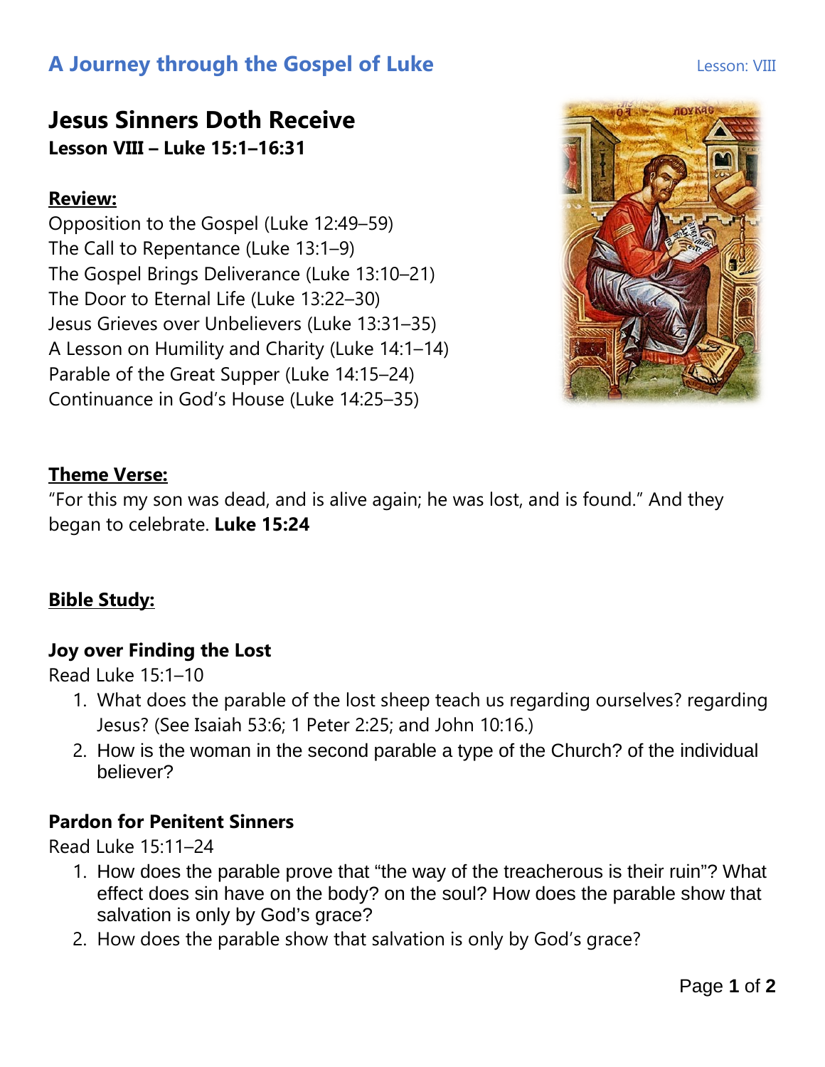# A Journey through the Gospel of Luke

Lesson: VIII

## Jesus Sinners Doth Receive

**Lesson VIII – Luke 15:1–16:31**

**Review:**

Opposition to the Gospel (Luke 12:49–59)
The Call to Repentance (Luke 13:1–9)
The Gospel Brings Deliverance (Luke 13:10–21)
The Door to Eternal Life (Luke 13:22–30)
Jesus Grieves over Unbelievers (Luke 13:31–35)
A Lesson on Humility and Charity (Luke 14:1–14)
Parable of the Great Supper (Luke 14:15–24)
Continuance in God's House (Luke 14:25–35)

**Theme Verse:**

"For this my son was dead, and is alive again; he was lost, and is found." And they began to celebrate. **Luke 15:24**

**Bible Study:**

### Joy over Finding the Lost

Read Luke 15:1–10

1. What does the parable of the lost sheep teach us regarding ourselves? regarding Jesus? (See Isaiah 53:6; 1 Peter 2:25; and John 10:16.)
2. How is the woman in the second parable a type of the Church? of the individual believer?

### Pardon for Penitent Sinners

Read Luke 15:11–24

1. How does the parable prove that "the way of the treacherous is their ruin"? What effect does sin have on the body? on the soul? How does the parable show that salvation is only by God's grace?
2. How does the parable show that salvation is only by God's grace?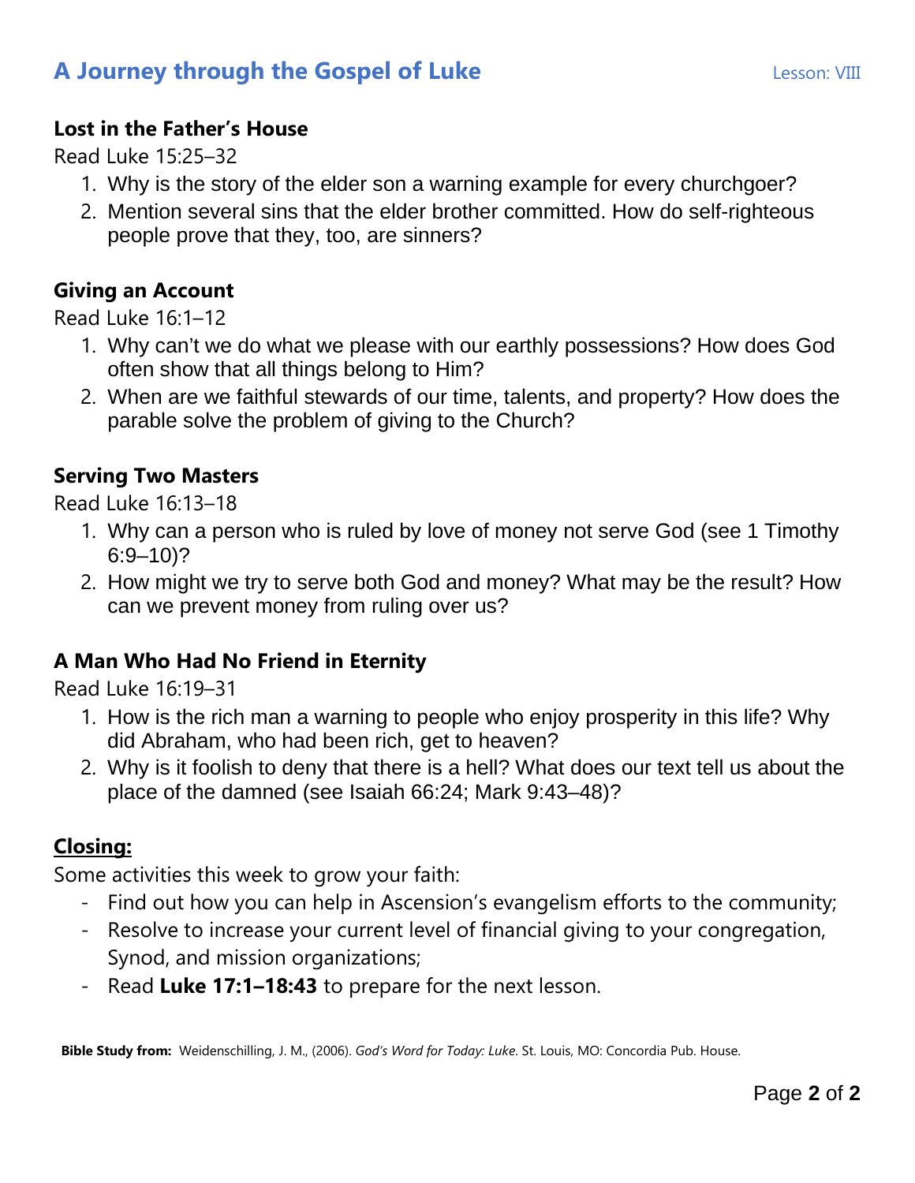# A Journey through the Gospel of Luke

Lesson: VIII

### Lost in the Father's House

Read Luke 15:25–32

1. Why is the story of the elder son a warning example for every churchgoer?
2. Mention several sins that the elder brother committed. How do self-righteous people prove that they, too, are sinners?

### Giving an Account

Read Luke 16:1–12

1. Why can't we do what we please with our earthly possessions? How does God often show that all things belong to Him?
2. When are we faithful stewards of our time, talents, and property? How does the parable solve the problem of giving to the Church?

### Serving Two Masters

Read Luke 16:13–18

1. Why can a person who is ruled by love of money not serve God (see 1 Timothy 6:9–10)?
2. How might we try to serve both God and money? What may be the result? How can we prevent money from ruling over us?

### A Man Who Had No Friend in Eternity

Read Luke 16:19–31

1. How is the rich man a warning to people who enjoy prosperity in this life? Why did Abraham, who had been rich, get to heaven?
2. Why is it foolish to deny that there is a hell? What does our text tell us about the place of the damned (see Isaiah 66:24; Mark 9:43–48)?

### Closing:

Some activities this week to grow your faith:

- Find out how you can help in Ascension's evangelism efforts to the community;
- Resolve to increase your current level of financial giving to your congregation, Synod, and mission organizations;
- Read **Luke 17:1–18:43** to prepare for the next lesson.

**Bible Study from:** Weidenschilling, J. M., (2006). *God's Word for Today: Luke*. St. Louis, MO: Concordia Pub. House.